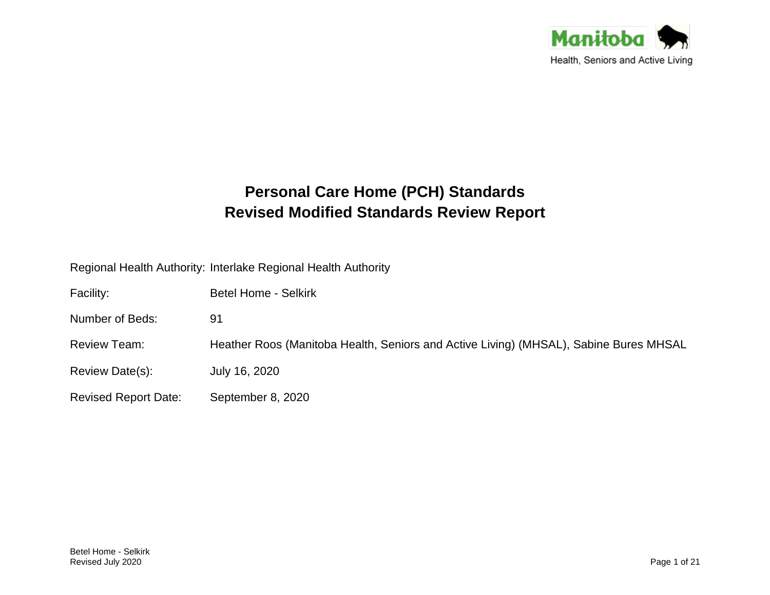Manitoba

Health, Seniors and Active Living

# Personal Care Home (PCH) Standards
# Revised Modified Standards Review Report

| | |
|---|---|
| Regional Health Authority: | Interlake Regional Health Authority |
| Facility: | Betel Home - Selkirk |
| Number of Beds: | 91 |
| Review Team: | Heather Roos (Manitoba Health, Seniors and Active Living) (MHSAL), Sabine Bures MHSAL |
| Review Date(s): | July 16, 2020 |
| Revised Report Date: | September 8, 2020 |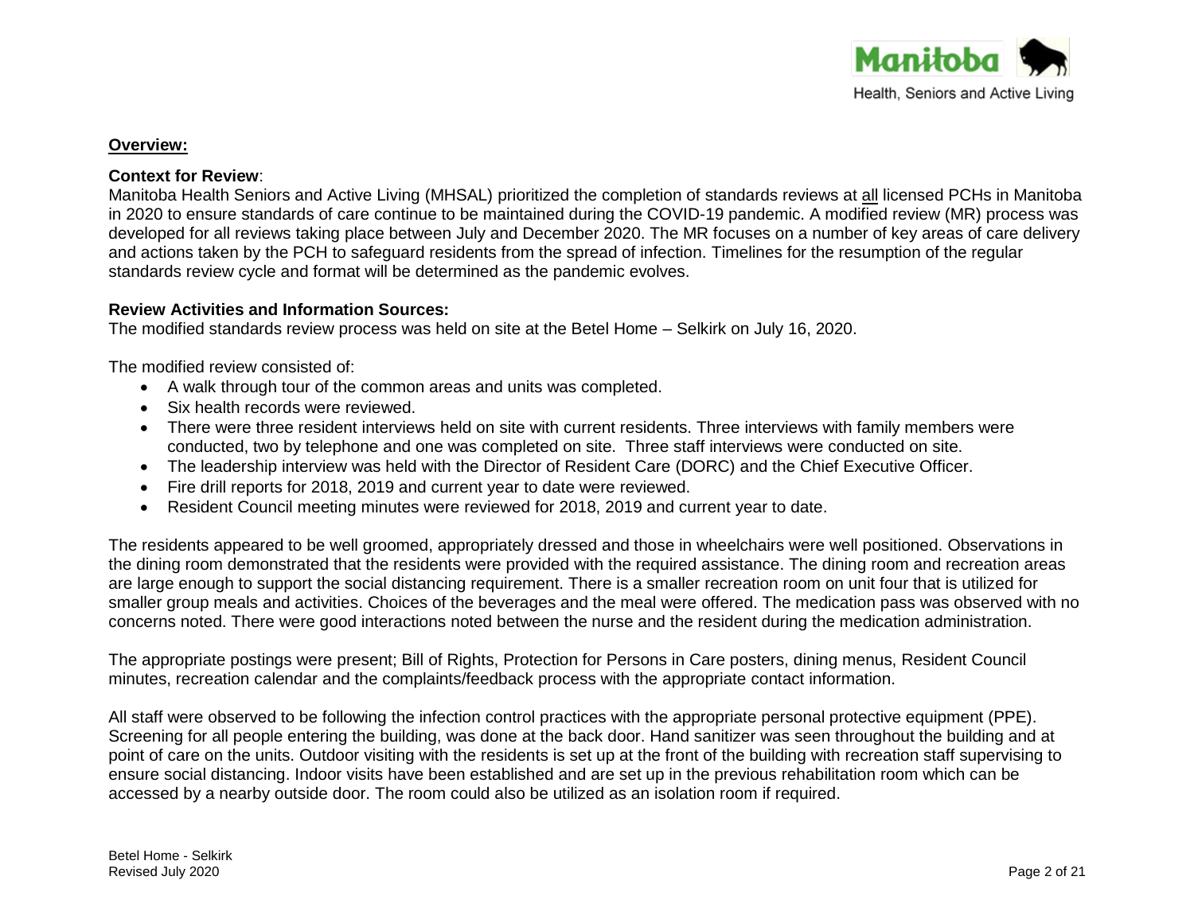**Overview:**

**Context for Review**:
Manitoba Health Seniors and Active Living (MHSAL) prioritized the completion of standards reviews at all licensed PCHs in Manitoba in 2020 to ensure standards of care continue to be maintained during the COVID-19 pandemic. A modified review (MR) process was developed for all reviews taking place between July and December 2020. The MR focuses on a number of key areas of care delivery and actions taken by the PCH to safeguard residents from the spread of infection. Timelines for the resumption of the regular standards review cycle and format will be determined as the pandemic evolves.

**Review Activities and Information Sources:**
The modified standards review process was held on site at the Betel Home – Selkirk on July 16, 2020.

The modified review consisted of:

- A walk through tour of the common areas and units was completed.
- Six health records were reviewed.
- There were three resident interviews held on site with current residents. Three interviews with family members were conducted, two by telephone and one was completed on site. Three staff interviews were conducted on site.
- The leadership interview was held with the Director of Resident Care (DORC) and the Chief Executive Officer.
- Fire drill reports for 2018, 2019 and current year to date were reviewed.
- Resident Council meeting minutes were reviewed for 2018, 2019 and current year to date.

The residents appeared to be well groomed, appropriately dressed and those in wheelchairs were well positioned. Observations in the dining room demonstrated that the residents were provided with the required assistance. The dining room and recreation areas are large enough to support the social distancing requirement. There is a smaller recreation room on unit four that is utilized for smaller group meals and activities. Choices of the beverages and the meal were offered. The medication pass was observed with no concerns noted. There were good interactions noted between the nurse and the resident during the medication administration.

The appropriate postings were present; Bill of Rights, Protection for Persons in Care posters, dining menus, Resident Council minutes, recreation calendar and the complaints/feedback process with the appropriate contact information.

All staff were observed to be following the infection control practices with the appropriate personal protective equipment (PPE). Screening for all people entering the building, was done at the back door. Hand sanitizer was seen throughout the building and at point of care on the units. Outdoor visiting with the residents is set up at the front of the building with recreation staff supervising to ensure social distancing. Indoor visits have been established and are set up in the previous rehabilitation room which can be accessed by a nearby outside door. The room could also be utilized as an isolation room if required.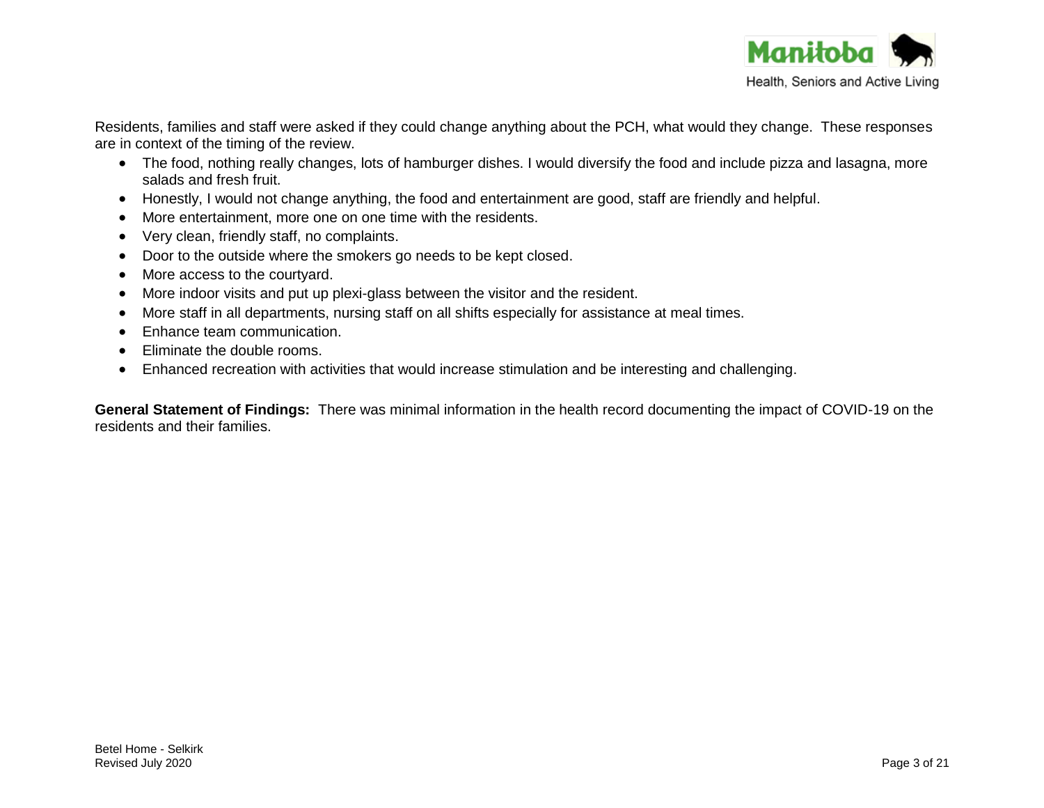Residents, families and staff were asked if they could change anything about the PCH, what would they change. These responses are in context of the timing of the review.

- The food, nothing really changes, lots of hamburger dishes. I would diversify the food and include pizza and lasagna, more salads and fresh fruit.
- Honestly, I would not change anything, the food and entertainment are good, staff are friendly and helpful.
- More entertainment, more one on one time with the residents.
- Very clean, friendly staff, no complaints.
- Door to the outside where the smokers go needs to be kept closed.
- More access to the courtyard.
- More indoor visits and put up plexi-glass between the visitor and the resident.
- More staff in all departments, nursing staff on all shifts especially for assistance at meal times.
- Enhance team communication.
- Eliminate the double rooms.
- Enhanced recreation with activities that would increase stimulation and be interesting and challenging.

**General Statement of Findings:** There was minimal information in the health record documenting the impact of COVID-19 on the residents and their families.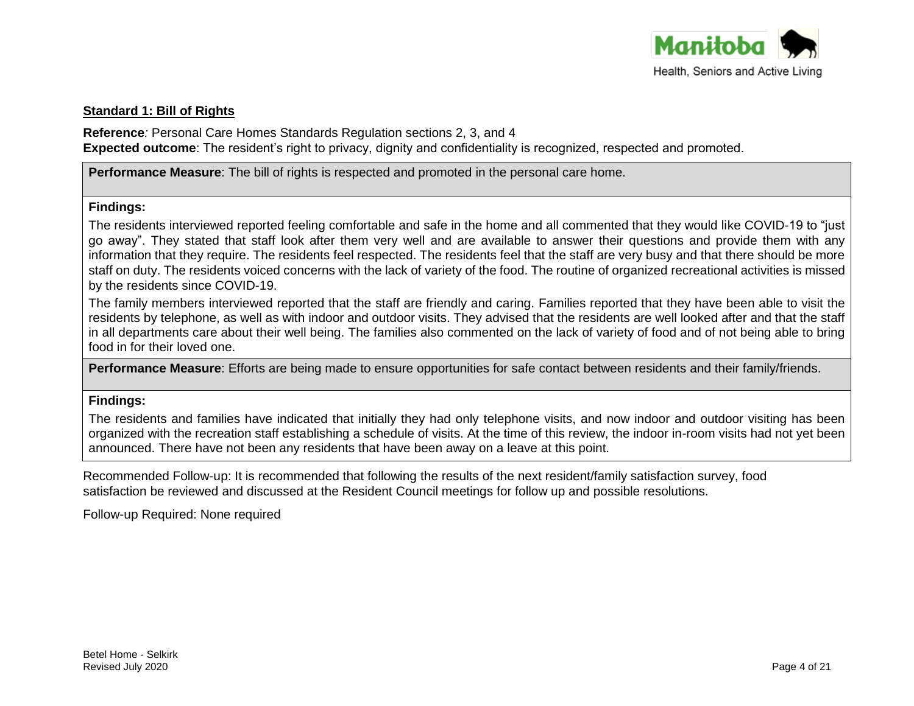**Standard 1: Bill of Rights**

**Reference**: Personal Care Homes Standards Regulation sections 2, 3, and 4
**Expected outcome**: The resident's right to privacy, dignity and confidentiality is recognized, respected and promoted.

**Performance Measure**: The bill of rights is respected and promoted in the personal care home.

**Findings:**

The residents interviewed reported feeling comfortable and safe in the home and all commented that they would like COVID-19 to "just go away". They stated that staff look after them very well and are available to answer their questions and provide them with any information that they require. The residents feel respected. The residents feel that the staff are very busy and that there should be more staff on duty. The residents voiced concerns with the lack of variety of the food. The routine of organized recreational activities is missed by the residents since COVID-19.

The family members interviewed reported that the staff are friendly and caring. Families reported that they have been able to visit the residents by telephone, as well as with indoor and outdoor visits. They advised that the residents are well looked after and that the staff in all departments care about their well being. The families also commented on the lack of variety of food and of not being able to bring food in for their loved one.

**Performance Measure**: Efforts are being made to ensure opportunities for safe contact between residents and their family/friends.

**Findings:**

The residents and families have indicated that initially they had only telephone visits, and now indoor and outdoor visiting has been organized with the recreation staff establishing a schedule of visits. At the time of this review, the indoor in-room visits had not yet been announced. There have not been any residents that have been away on a leave at this point.

Recommended Follow-up: It is recommended that following the results of the next resident/family satisfaction survey, food satisfaction be reviewed and discussed at the Resident Council meetings for follow up and possible resolutions.

Follow-up Required: None required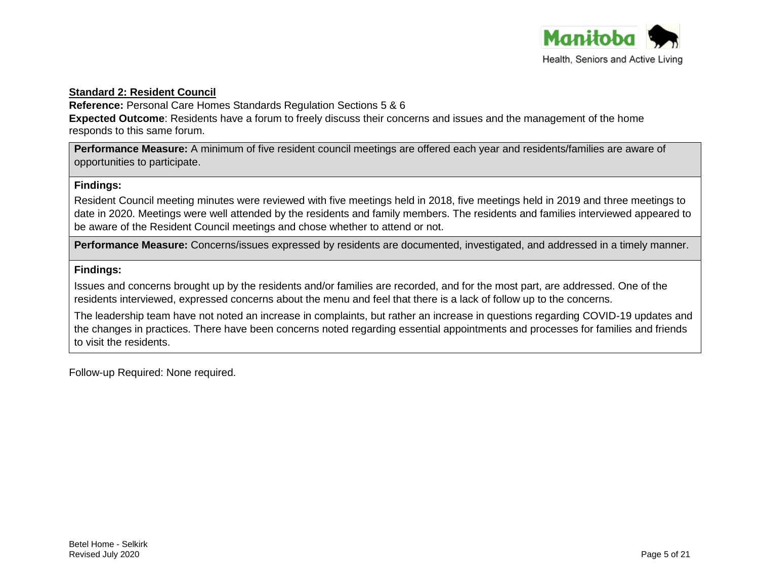**Standard 2: Resident Council**

**Reference:** Personal Care Homes Standards Regulation Sections 5 & 6

**Expected Outcome**: Residents have a forum to freely discuss their concerns and issues and the management of the home responds to this same forum.

**Performance Measure:** A minimum of five resident council meetings are offered each year and residents/families are aware of opportunities to participate.

**Findings:**

Resident Council meeting minutes were reviewed with five meetings held in 2018, five meetings held in 2019 and three meetings to date in 2020. Meetings were well attended by the residents and family members. The residents and families interviewed appeared to be aware of the Resident Council meetings and chose whether to attend or not.

**Performance Measure:** Concerns/issues expressed by residents are documented, investigated, and addressed in a timely manner.

**Findings:**

Issues and concerns brought up by the residents and/or families are recorded, and for the most part, are addressed. One of the residents interviewed, expressed concerns about the menu and feel that there is a lack of follow up to the concerns.

The leadership team have not noted an increase in complaints, but rather an increase in questions regarding COVID-19 updates and the changes in practices. There have been concerns noted regarding essential appointments and processes for families and friends to visit the residents.

Follow-up Required: None required.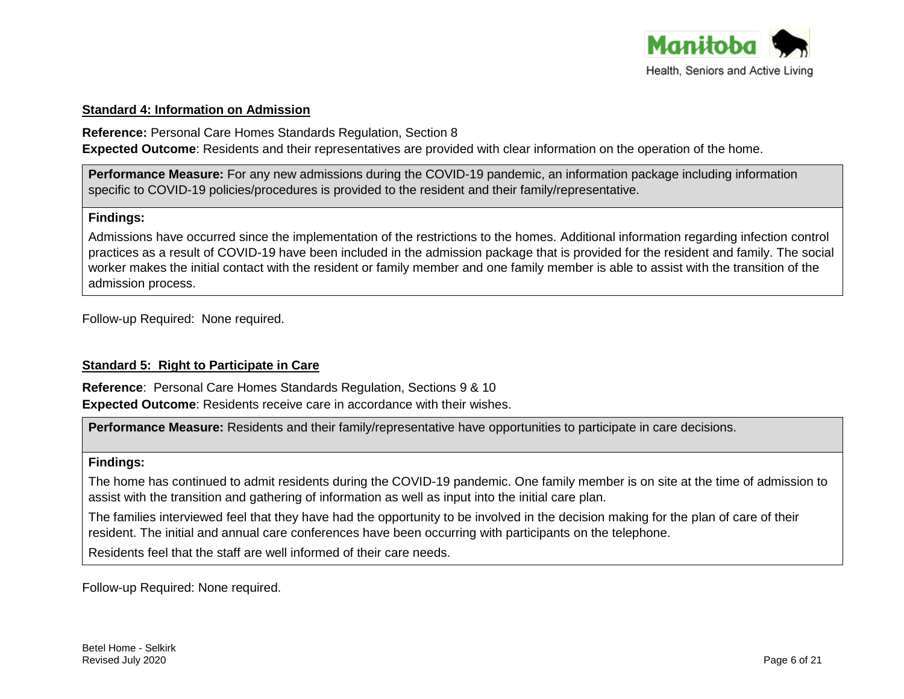**Standard 4: Information on Admission**

**Reference:** Personal Care Homes Standards Regulation, Section 8
**Expected Outcome**: Residents and their representatives are provided with clear information on the operation of the home.

| **Performance Measure:** For any new admissions during the COVID-19 pandemic, an information package including information specific to COVID-19 policies/procedures is provided to the resident and their family/representative. |
|---|
| **Findings:** Admissions have occurred since the implementation of the restrictions to the homes. Additional information regarding infection control practices as a result of COVID-19 have been included in the admission package that is provided for the resident and family. The social worker makes the initial contact with the resident or family member and one family member is able to assist with the transition of the admission process. |

Follow-up Required: None required.

**Standard 5: Right to Participate in Care**

**Reference**: Personal Care Homes Standards Regulation, Sections 9 & 10
**Expected Outcome**: Residents receive care in accordance with their wishes.

| **Performance Measure:** Residents and their family/representative have opportunities to participate in care decisions. |
|---|
| **Findings:** The home has continued to admit residents during the COVID-19 pandemic. One family member is on site at the time of admission to assist with the transition and gathering of information as well as input into the initial care plan. The families interviewed feel that they have had the opportunity to be involved in the decision making for the plan of care of their resident. The initial and annual care conferences have been occurring with participants on the telephone. Residents feel that the staff are well informed of their care needs. |

Follow-up Required: None required.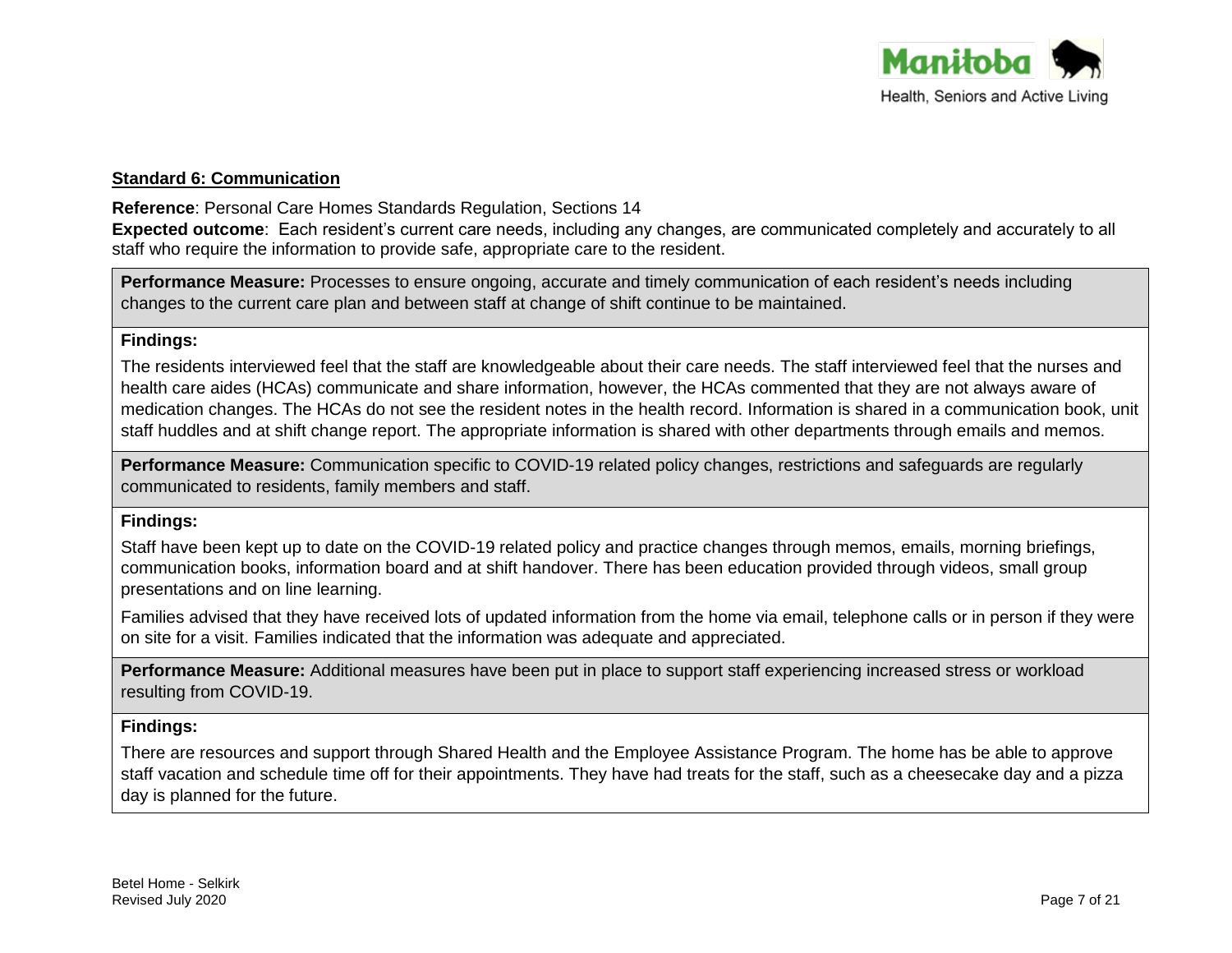**Standard 6: Communication**

**Reference**: Personal Care Homes Standards Regulation, Sections 14

**Expected outcome**: Each resident's current care needs, including any changes, are communicated completely and accurately to all staff who require the information to provide safe, appropriate care to the resident.

**Performance Measure:** Processes to ensure ongoing, accurate and timely communication of each resident's needs including changes to the current care plan and between staff at change of shift continue to be maintained.

**Findings:**

The residents interviewed feel that the staff are knowledgeable about their care needs. The staff interviewed feel that the nurses and health care aides (HCAs) communicate and share information, however, the HCAs commented that they are not always aware of medication changes. The HCAs do not see the resident notes in the health record. Information is shared in a communication book, unit staff huddles and at shift change report. The appropriate information is shared with other departments through emails and memos.

**Performance Measure:** Communication specific to COVID-19 related policy changes, restrictions and safeguards are regularly communicated to residents, family members and staff.

**Findings:**

Staff have been kept up to date on the COVID-19 related policy and practice changes through memos, emails, morning briefings, communication books, information board and at shift handover. There has been education provided through videos, small group presentations and on line learning.

Families advised that they have received lots of updated information from the home via email, telephone calls or in person if they were on site for a visit. Families indicated that the information was adequate and appreciated.

**Performance Measure:** Additional measures have been put in place to support staff experiencing increased stress or workload resulting from COVID-19.

**Findings:**

There are resources and support through Shared Health and the Employee Assistance Program. The home has be able to approve staff vacation and schedule time off for their appointments. They have had treats for the staff, such as a cheesecake day and a pizza day is planned for the future.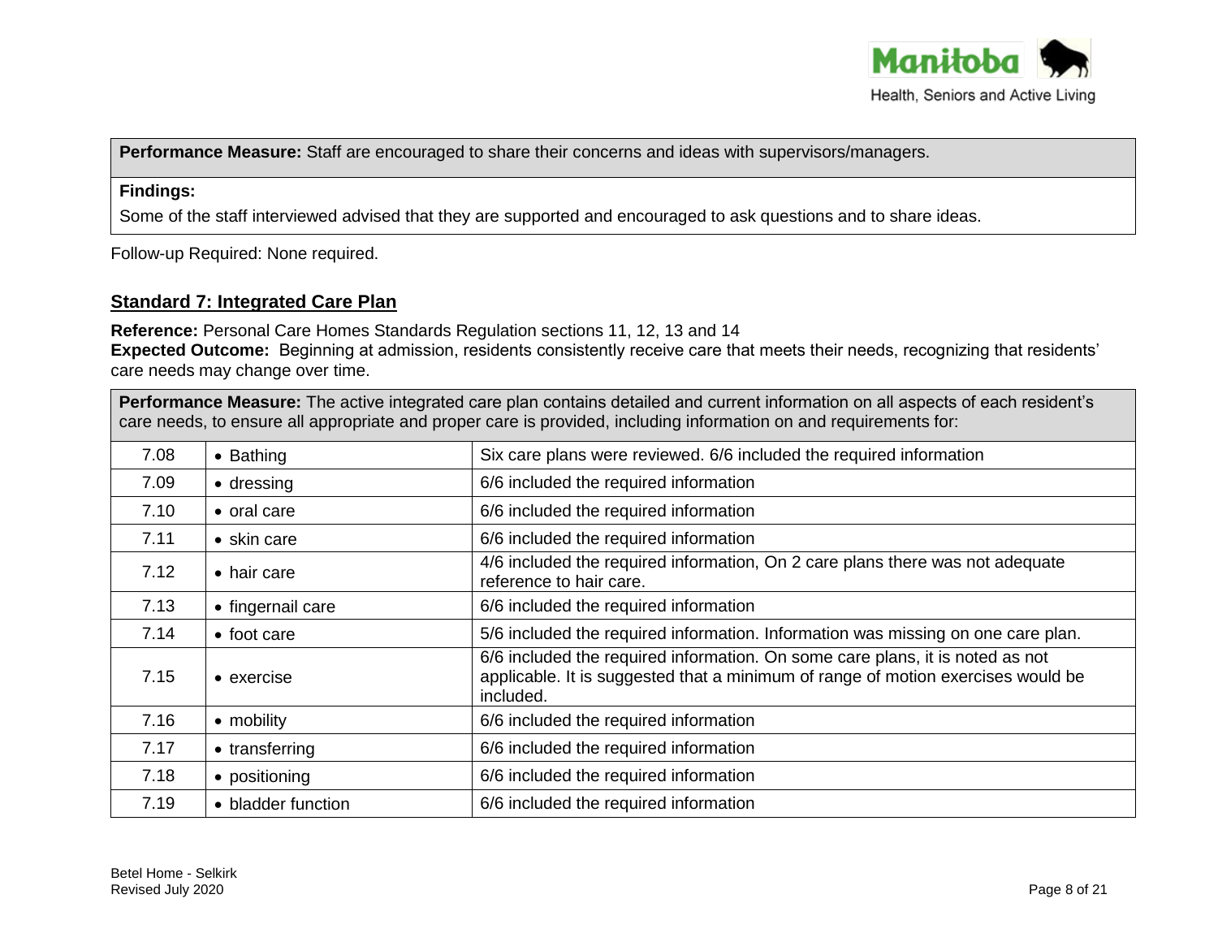| **Performance Measure:** Staff are encouraged to share their concerns and ideas with supervisors/managers. |
| --- |
| **Findings:**<br>Some of the staff interviewed advised that they are supported and encouraged to ask questions and to share ideas. |

Follow-up Required: None required.

## Standard 7: Integrated Care Plan

**Reference:** Personal Care Homes Standards Regulation sections 11, 12, 13 and 14
**Expected Outcome:** Beginning at admission, residents consistently receive care that meets their needs, recognizing that residents' care needs may change over time.

| **Performance Measure:** The active integrated care plan contains detailed and current information on all aspects of each resident's care needs, to ensure all appropriate and proper care is provided, including information on and requirements for: | | |
| --- | --- | --- |
| 7.08 | • Bathing | Six care plans were reviewed. 6/6 included the required information |
| 7.09 | • dressing | 6/6 included the required information |
| 7.10 | • oral care | 6/6 included the required information |
| 7.11 | • skin care | 6/6 included the required information |
| 7.12 | • hair care | 4/6 included the required information, On 2 care plans there was not adequate reference to hair care. |
| 7.13 | • fingernail care | 6/6 included the required information |
| 7.14 | • foot care | 5/6 included the required information. Information was missing on one care plan. |
| 7.15 | • exercise | 6/6 included the required information. On some care plans, it is noted as not applicable. It is suggested that a minimum of range of motion exercises would be included. |
| 7.16 | • mobility | 6/6 included the required information |
| 7.17 | • transferring | 6/6 included the required information |
| 7.18 | • positioning | 6/6 included the required information |
| 7.19 | • bladder function | 6/6 included the required information |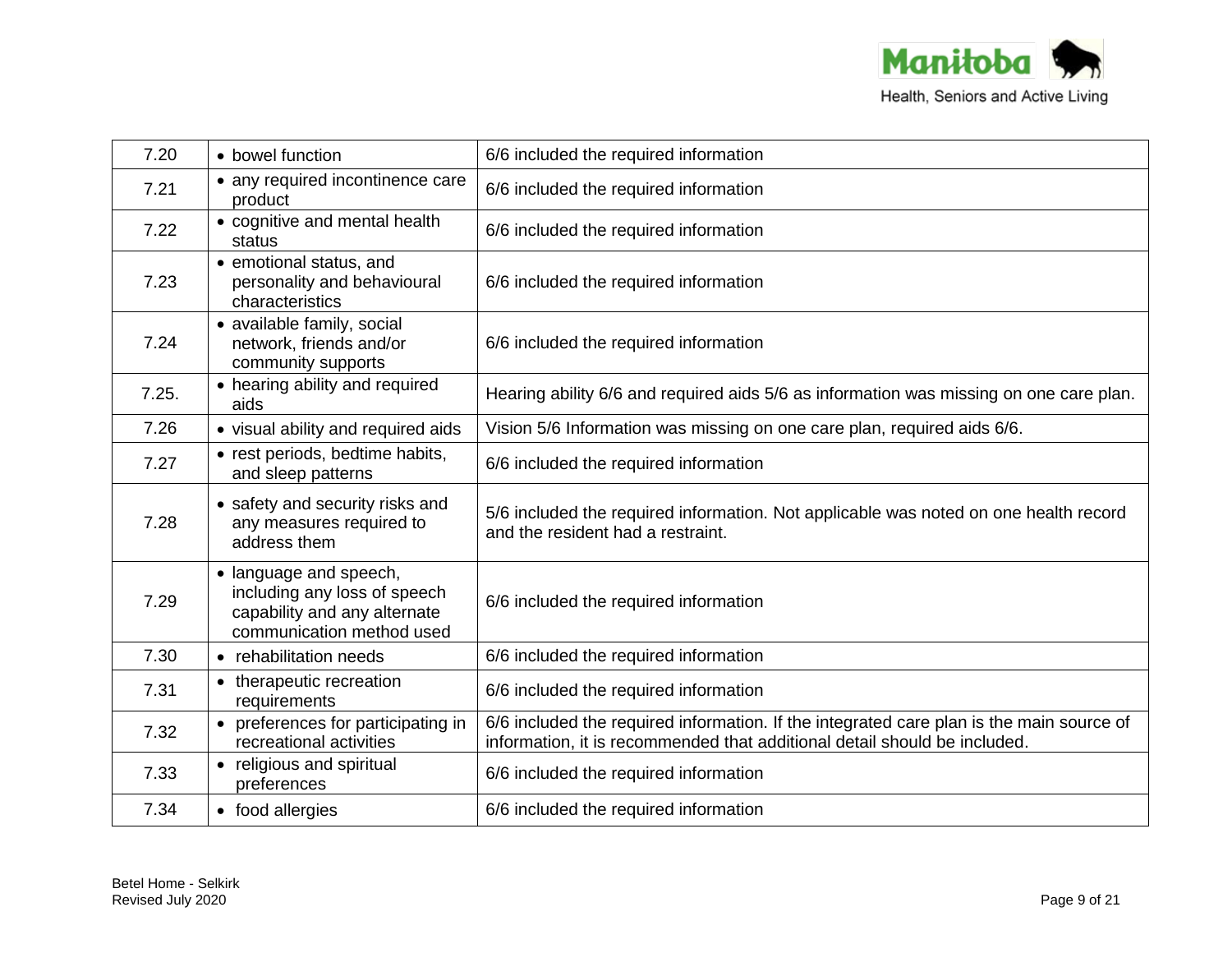| 7.20 | • bowel function | 6/6 included the required information |
|---|---|---|
| 7.21 | • any required incontinence care product | 6/6 included the required information |
| 7.22 | • cognitive and mental health status | 6/6 included the required information |
| 7.23 | • emotional status, and personality and behavioural characteristics | 6/6 included the required information |
| 7.24 | • available family, social network, friends and/or community supports | 6/6 included the required information |
| 7.25. | • hearing ability and required aids | Hearing ability 6/6 and required aids 5/6 as information was missing on one care plan. |
| 7.26 | • visual ability and required aids | Vision 5/6 Information was missing on one care plan, required aids 6/6. |
| 7.27 | • rest periods, bedtime habits, and sleep patterns | 6/6 included the required information |
| 7.28 | • safety and security risks and any measures required to address them | 5/6 included the required information. Not applicable was noted on one health record and the resident had a restraint. |
| 7.29 | • language and speech, including any loss of speech capability and any alternate communication method used | 6/6 included the required information |
| 7.30 | • rehabilitation needs | 6/6 included the required information |
| 7.31 | • therapeutic recreation requirements | 6/6 included the required information |
| 7.32 | • preferences for participating in recreational activities | 6/6 included the required information. If the integrated care plan is the main source of information, it is recommended that additional detail should be included. |
| 7.33 | • religious and spiritual preferences | 6/6 included the required information |
| 7.34 | • food allergies | 6/6 included the required information |

Betel Home - Selkirk
Revised July 2020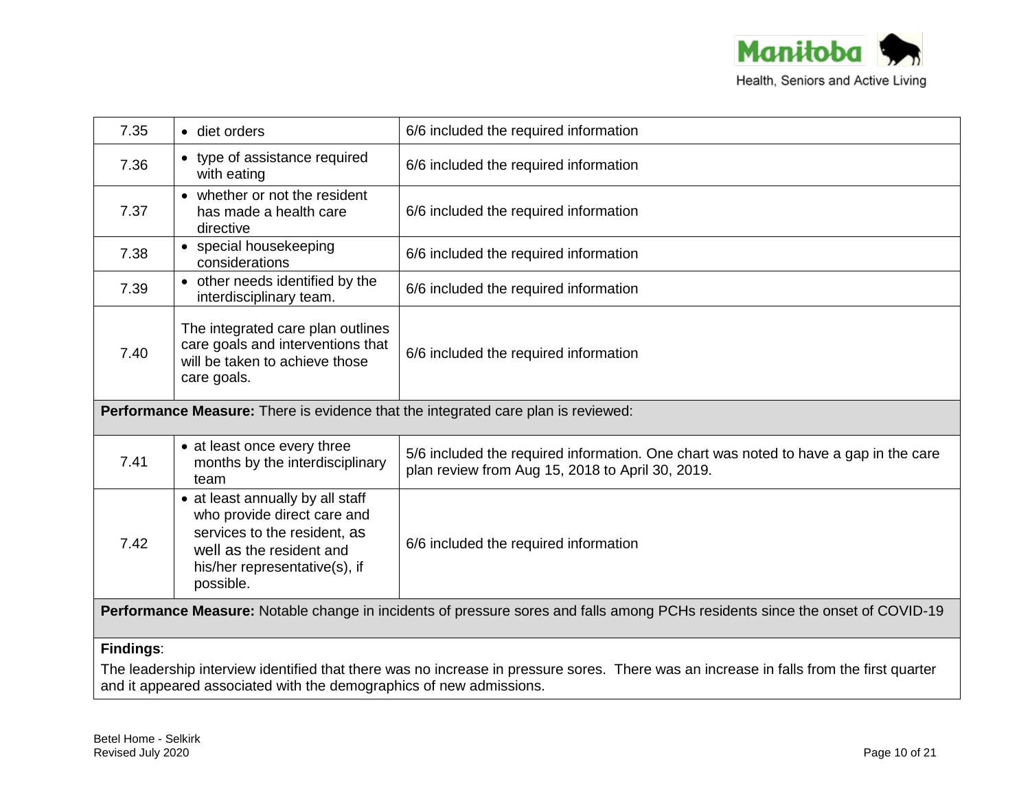| | | |
|---|---|---|
| 7.35 | • diet orders | 6/6 included the required information |
| 7.36 | • type of assistance required with eating | 6/6 included the required information |
| 7.37 | • whether or not the resident has made a health care directive | 6/6 included the required information |
| 7.38 | • special housekeeping considerations | 6/6 included the required information |
| 7.39 | • other needs identified by the interdisciplinary team. | 6/6 included the required information |
| 7.40 | The integrated care plan outlines care goals and interventions that will be taken to achieve those care goals. | 6/6 included the required information |
| **Performance Measure:** There is evidence that the integrated care plan is reviewed: | | |
| 7.41 | • at least once every three months by the interdisciplinary team | 5/6 included the required information. One chart was noted to have a gap in the care plan review from Aug 15, 2018 to April 30, 2019. |
| 7.42 | • at least annually by all staff who provide direct care and services to the resident, as well as the resident and his/her representative(s), if possible. | 6/6 included the required information |
| **Performance Measure:** Notable change in incidents of pressure sores and falls among PCHs residents since the onset of COVID-19 | | |

**Findings**:

The leadership interview identified that there was no increase in pressure sores. There was an increase in falls from the first quarter and it appeared associated with the demographics of new admissions.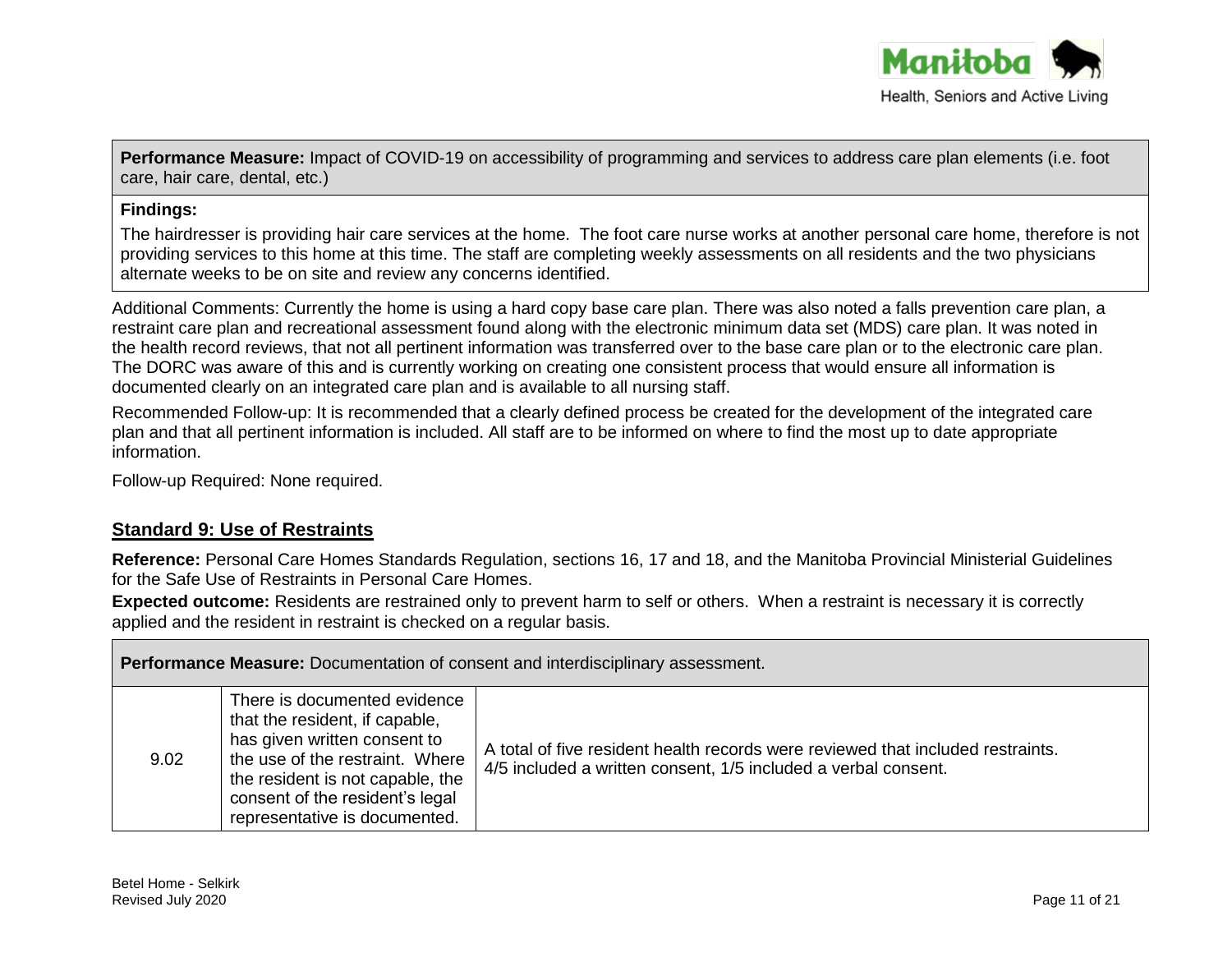| **Performance Measure:** Impact of COVID-19 on accessibility of programming and services to address care plan elements (i.e. foot care, hair care, dental, etc.) |
|---|
| **Findings:**<br>The hairdresser is providing hair care services at the home. The foot care nurse works at another personal care home, therefore is not providing services to this home at this time. The staff are completing weekly assessments on all residents and the two physicians alternate weeks to be on site and review any concerns identified. |

Additional Comments: Currently the home is using a hard copy base care plan. There was also noted a falls prevention care plan, a restraint care plan and recreational assessment found along with the electronic minimum data set (MDS) care plan. It was noted in the health record reviews, that not all pertinent information was transferred over to the base care plan or to the electronic care plan. The DORC was aware of this and is currently working on creating one consistent process that would ensure all information is documented clearly on an integrated care plan and is available to all nursing staff.

Recommended Follow-up: It is recommended that a clearly defined process be created for the development of the integrated care plan and that all pertinent information is included. All staff are to be informed on where to find the most up to date appropriate information.

Follow-up Required: None required.

## Standard 9: Use of Restraints

**Reference:** Personal Care Homes Standards Regulation, sections 16, 17 and 18, and the Manitoba Provincial Ministerial Guidelines for the Safe Use of Restraints in Personal Care Homes.

**Expected outcome:** Residents are restrained only to prevent harm to self or others. When a restraint is necessary it is correctly applied and the resident in restraint is checked on a regular basis.

| **Performance Measure:** Documentation of consent and interdisciplinary assessment. | | |
|---|---|---|
| 9.02 | There is documented evidence that the resident, if capable, has given written consent to the use of the restraint. Where the resident is not capable, the consent of the resident's legal representative is documented. | A total of five resident health records were reviewed that included restraints. 4/5 included a written consent, 1/5 included a verbal consent. |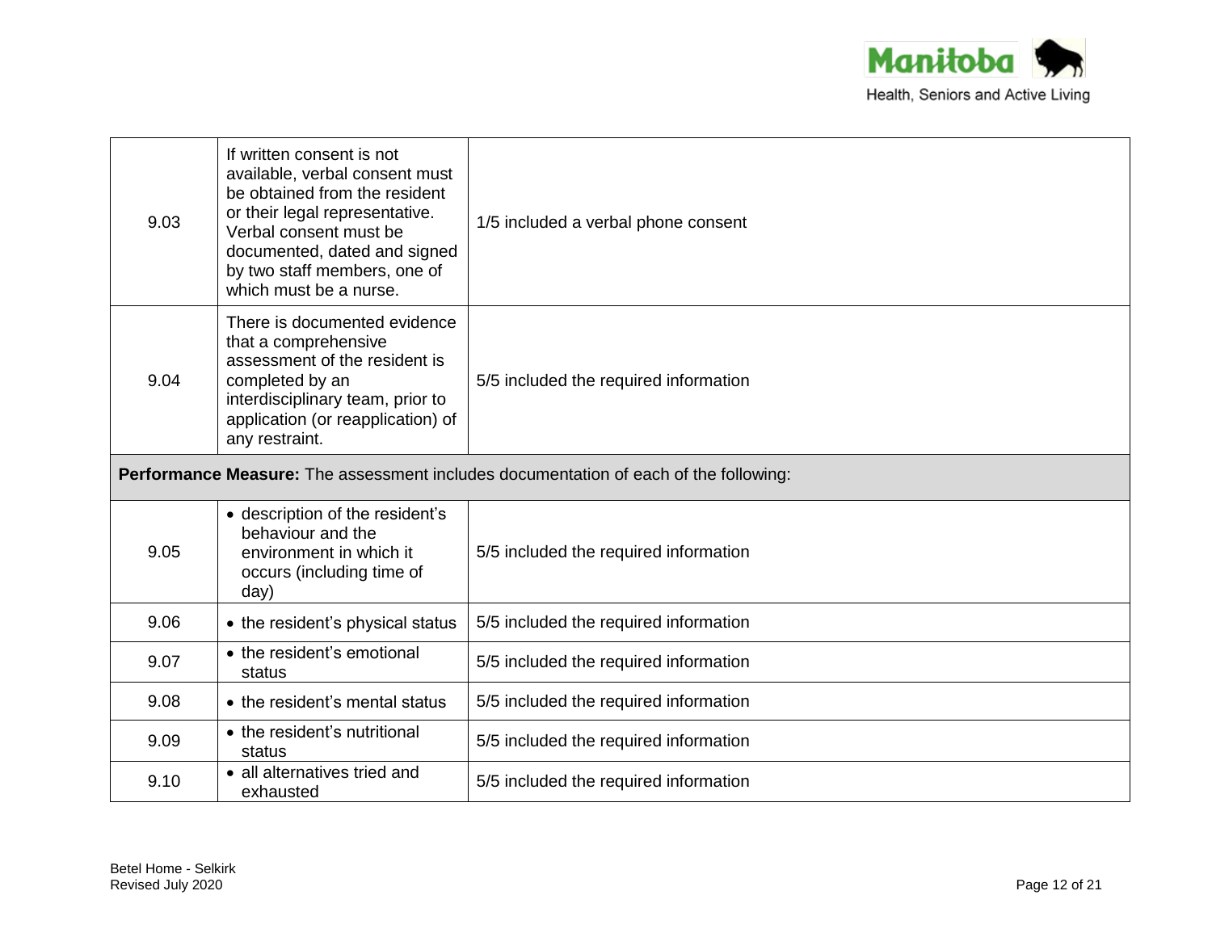| | | |
|---|---|---|
| 9.03 | If written consent is not available, verbal consent must be obtained from the resident or their legal representative. Verbal consent must be documented, dated and signed by two staff members, one of which must be a nurse. | 1/5 included a verbal phone consent |
| 9.04 | There is documented evidence that a comprehensive assessment of the resident is completed by an interdisciplinary team, prior to application (or reapplication) of any restraint. | 5/5 included the required information |
| **Performance Measure:** The assessment includes documentation of each of the following: | | |
| 9.05 | • description of the resident's behaviour and the environment in which it occurs (including time of day) | 5/5 included the required information |
| 9.06 | • the resident's physical status | 5/5 included the required information |
| 9.07 | • the resident's emotional status | 5/5 included the required information |
| 9.08 | • the resident's mental status | 5/5 included the required information |
| 9.09 | • the resident's nutritional status | 5/5 included the required information |
| 9.10 | • all alternatives tried and exhausted | 5/5 included the required information |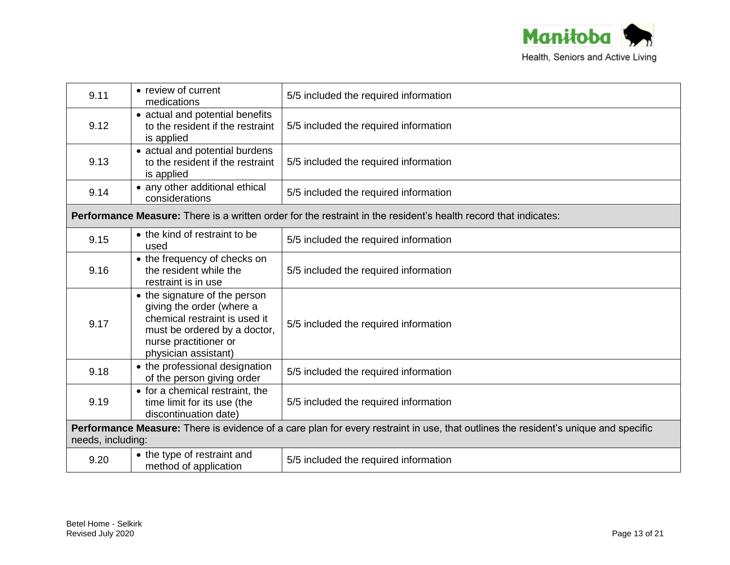| | | |
|---|---|---|
| 9.11 | • review of current medications | 5/5 included the required information |
| 9.12 | • actual and potential benefits to the resident if the restraint is applied | 5/5 included the required information |
| 9.13 | • actual and potential burdens to the resident if the restraint is applied | 5/5 included the required information |
| 9.14 | • any other additional ethical considerations | 5/5 included the required information |
| **Performance Measure:** There is a written order for the restraint in the resident's health record that indicates: | | |
| 9.15 | • the kind of restraint to be used | 5/5 included the required information |
| 9.16 | • the frequency of checks on the resident while the restraint is in use | 5/5 included the required information |
| 9.17 | • the signature of the person giving the order (where a chemical restraint is used it must be ordered by a doctor, nurse practitioner or physician assistant) | 5/5 included the required information |
| 9.18 | • the professional designation of the person giving order | 5/5 included the required information |
| 9.19 | • for a chemical restraint, the time limit for its use (the discontinuation date) | 5/5 included the required information |
| **Performance Measure:** There is evidence of a care plan for every restraint in use, that outlines the resident's unique and specific needs, including: | | |
| 9.20 | • the type of restraint and method of application | 5/5 included the required information |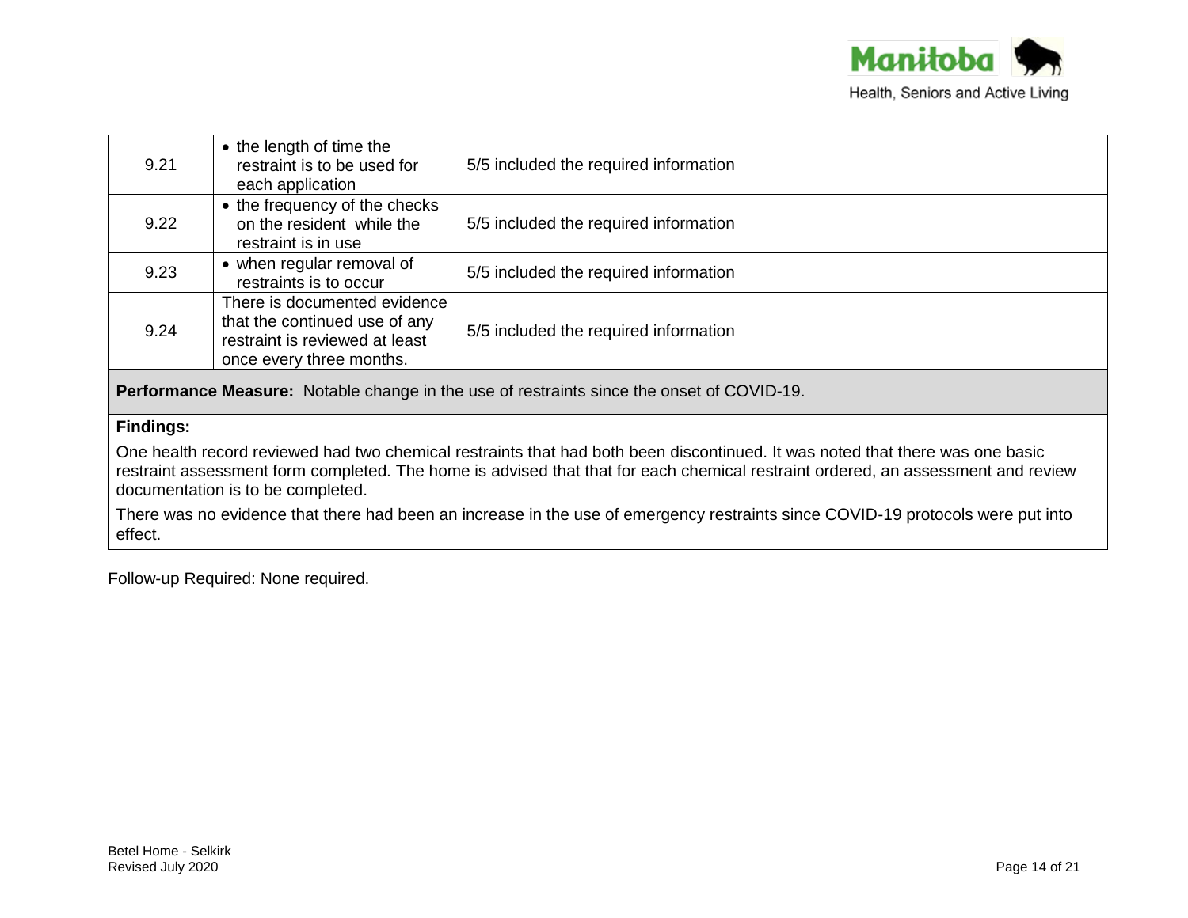| | | |
|---|---|---|
| 9.21 | • the length of time the restraint is to be used for each application | 5/5 included the required information |
| 9.22 | • the frequency of the checks on the resident while the restraint is in use | 5/5 included the required information |
| 9.23 | • when regular removal of restraints is to occur | 5/5 included the required information |
| 9.24 | There is documented evidence that the continued use of any restraint is reviewed at least once every three months. | 5/5 included the required information |

**Performance Measure:** Notable change in the use of restraints since the onset of COVID-19.

**Findings:**

One health record reviewed had two chemical restraints that had both been discontinued. It was noted that there was one basic restraint assessment form completed. The home is advised that that for each chemical restraint ordered, an assessment and review documentation is to be completed.

There was no evidence that there had been an increase in the use of emergency restraints since COVID-19 protocols were put into effect.

Follow-up Required: None required.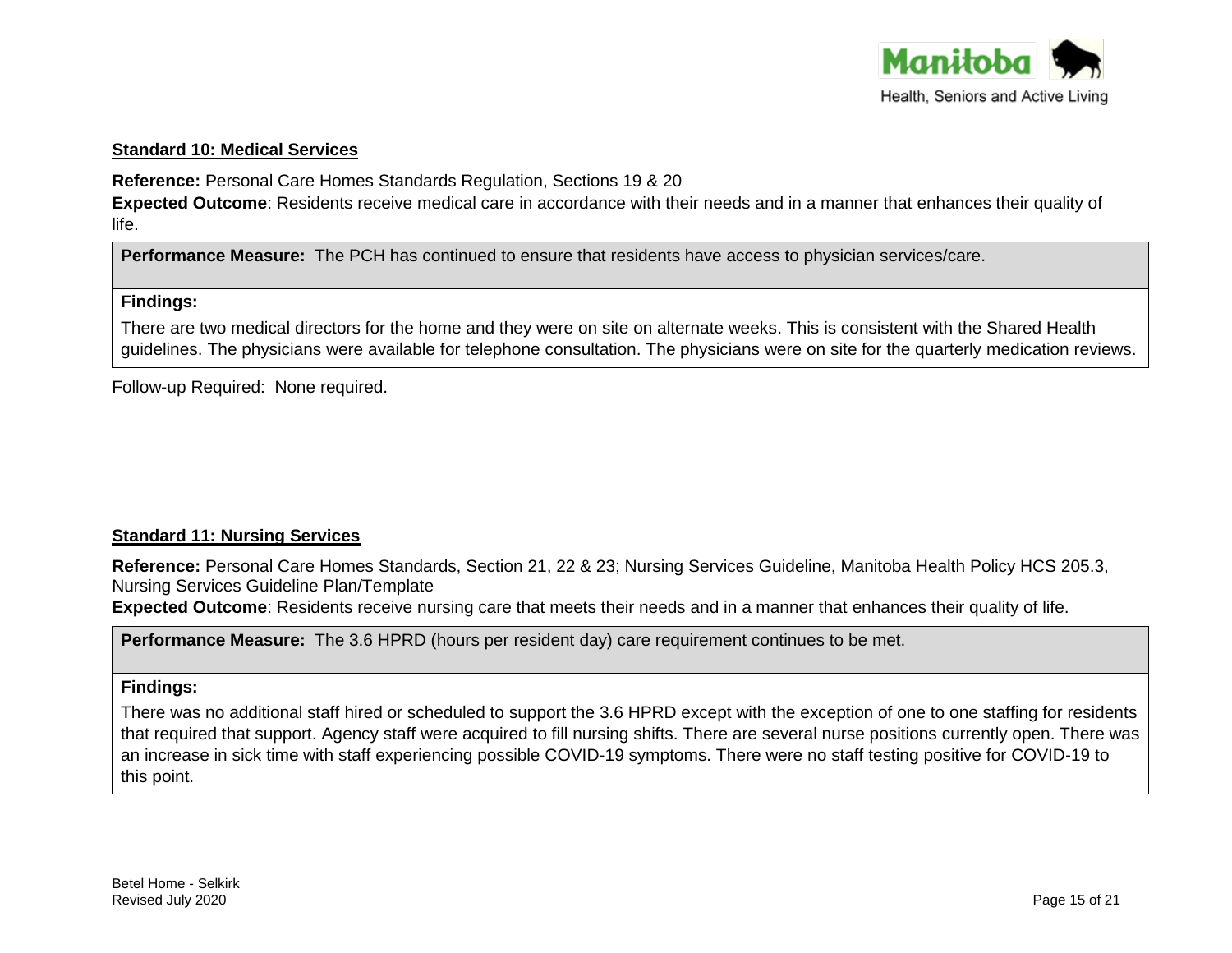### Standard 10: Medical Services

**Reference:** Personal Care Homes Standards Regulation, Sections 19 & 20
**Expected Outcome**: Residents receive medical care in accordance with their needs and in a manner that enhances their quality of life.

| **Performance Measure:** The PCH has continued to ensure that residents have access to physician services/care. |
|---|
| **Findings:**<br>There are two medical directors for the home and they were on site on alternate weeks. This is consistent with the Shared Health guidelines. The physicians were available for telephone consultation. The physicians were on site for the quarterly medication reviews. |

Follow-up Required: None required.

### Standard 11: Nursing Services

**Reference:** Personal Care Homes Standards, Section 21, 22 & 23; Nursing Services Guideline, Manitoba Health Policy HCS 205.3, Nursing Services Guideline Plan/Template
**Expected Outcome**: Residents receive nursing care that meets their needs and in a manner that enhances their quality of life.

| **Performance Measure:** The 3.6 HPRD (hours per resident day) care requirement continues to be met. |
|---|
| **Findings:**<br>There was no additional staff hired or scheduled to support the 3.6 HPRD except with the exception of one to one staffing for residents that required that support. Agency staff were acquired to fill nursing shifts. There are several nurse positions currently open. There was an increase in sick time with staff experiencing possible COVID-19 symptoms. There were no staff testing positive for COVID-19 to this point. |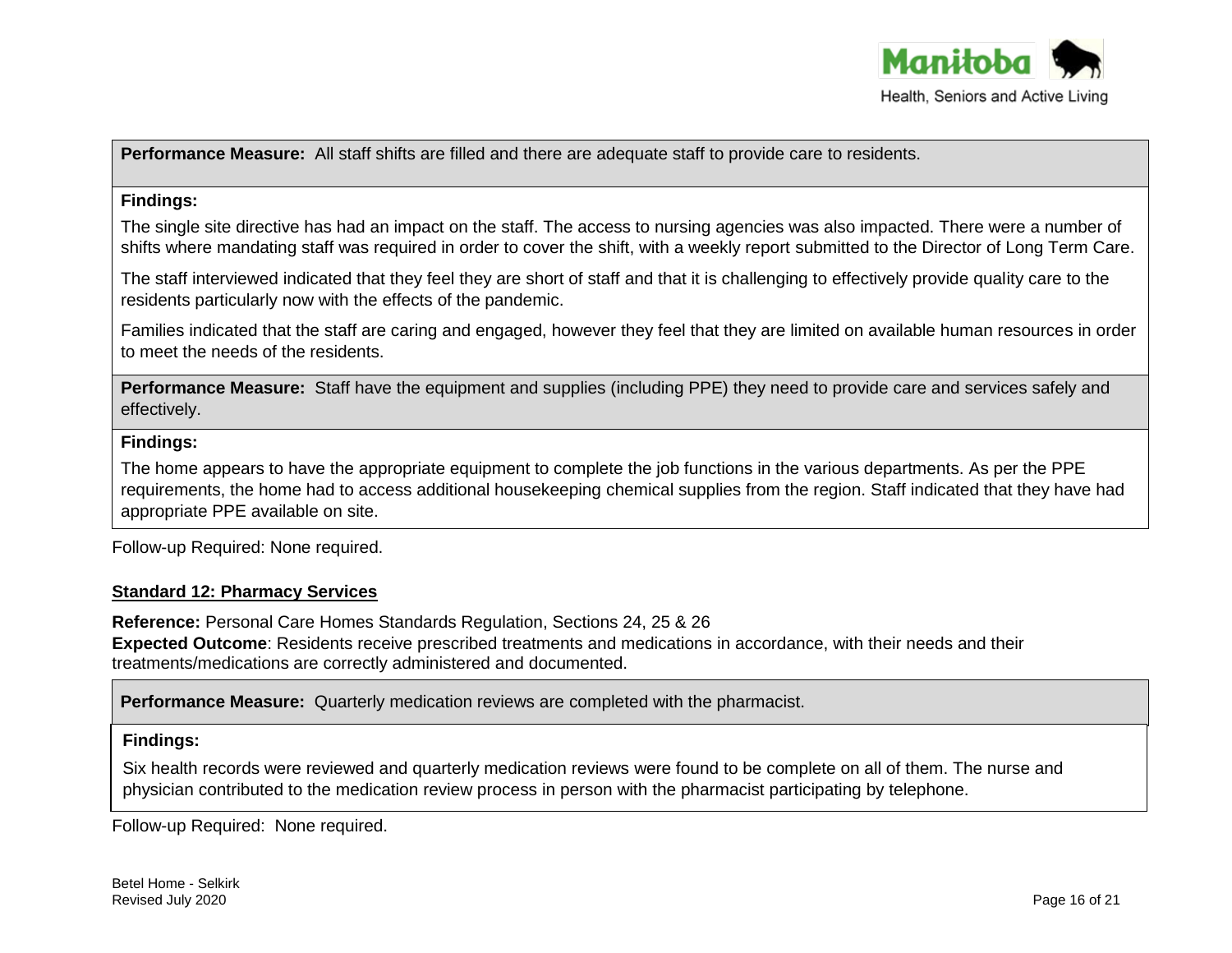**Performance Measure:** All staff shifts are filled and there are adequate staff to provide care to residents.

**Findings:**

The single site directive has had an impact on the staff. The access to nursing agencies was also impacted. There were a number of shifts where mandating staff was required in order to cover the shift, with a weekly report submitted to the Director of Long Term Care.

The staff interviewed indicated that they feel they are short of staff and that it is challenging to effectively provide quality care to the residents particularly now with the effects of the pandemic.

Families indicated that the staff are caring and engaged, however they feel that they are limited on available human resources in order to meet the needs of the residents.

**Performance Measure:** Staff have the equipment and supplies (including PPE) they need to provide care and services safely and effectively.

**Findings:**

The home appears to have the appropriate equipment to complete the job functions in the various departments. As per the PPE requirements, the home had to access additional housekeeping chemical supplies from the region. Staff indicated that they have had appropriate PPE available on site.

Follow-up Required: None required.

**Standard 12: Pharmacy Services**

**Reference:** Personal Care Homes Standards Regulation, Sections 24, 25 & 26
**Expected Outcome**: Residents receive prescribed treatments and medications in accordance, with their needs and their treatments/medications are correctly administered and documented.

**Performance Measure:** Quarterly medication reviews are completed with the pharmacist.

**Findings:**

Six health records were reviewed and quarterly medication reviews were found to be complete on all of them. The nurse and physician contributed to the medication review process in person with the pharmacist participating by telephone.

Follow-up Required: None required.

Betel Home - Selkirk
Revised July 2020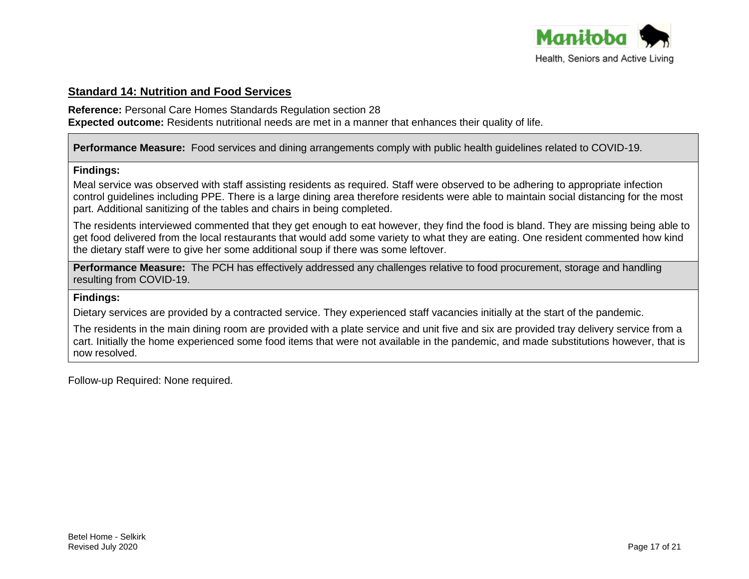## Standard 14: Nutrition and Food Services

**Reference:** Personal Care Homes Standards Regulation section 28
**Expected outcome:** Residents nutritional needs are met in a manner that enhances their quality of life.

**Performance Measure:** Food services and dining arrangements comply with public health guidelines related to COVID-19.

**Findings:**

Meal service was observed with staff assisting residents as required. Staff were observed to be adhering to appropriate infection control guidelines including PPE. There is a large dining area therefore residents were able to maintain social distancing for the most part. Additional sanitizing of the tables and chairs in being completed.

The residents interviewed commented that they get enough to eat however, they find the food is bland. They are missing being able to get food delivered from the local restaurants that would add some variety to what they are eating. One resident commented how kind the dietary staff were to give her some additional soup if there was some leftover.

**Performance Measure:** The PCH has effectively addressed any challenges relative to food procurement, storage and handling resulting from COVID-19.

**Findings:**

Dietary services are provided by a contracted service. They experienced staff vacancies initially at the start of the pandemic.

The residents in the main dining room are provided with a plate service and unit five and six are provided tray delivery service from a cart. Initially the home experienced some food items that were not available in the pandemic, and made substitutions however, that is now resolved.

Follow-up Required: None required.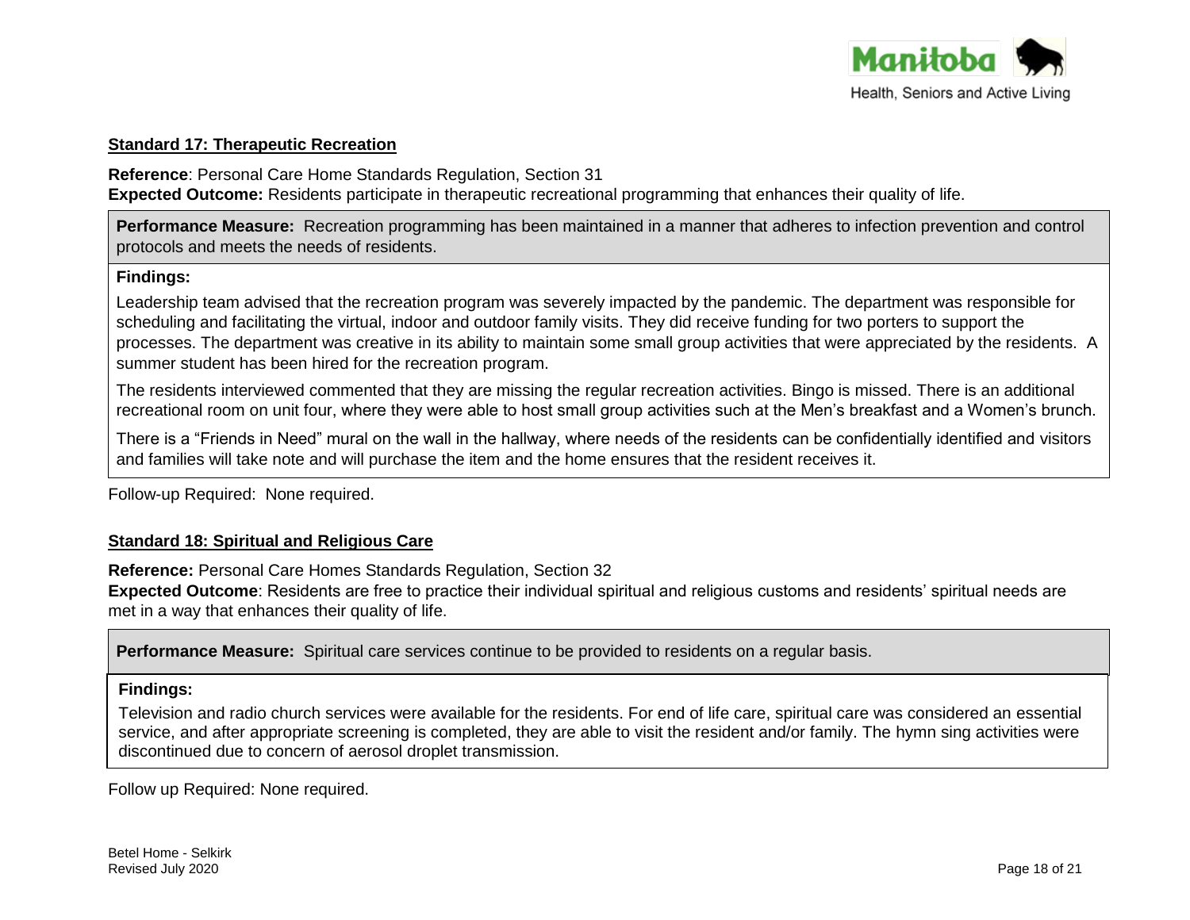### Standard 17: Therapeutic Recreation

**Reference**: Personal Care Home Standards Regulation, Section 31
**Expected Outcome:** Residents participate in therapeutic recreational programming that enhances their quality of life.

**Performance Measure:** Recreation programming has been maintained in a manner that adheres to infection prevention and control protocols and meets the needs of residents.

**Findings:**

Leadership team advised that the recreation program was severely impacted by the pandemic. The department was responsible for scheduling and facilitating the virtual, indoor and outdoor family visits. They did receive funding for two porters to support the processes. The department was creative in its ability to maintain some small group activities that were appreciated by the residents. A summer student has been hired for the recreation program.

The residents interviewed commented that they are missing the regular recreation activities. Bingo is missed. There is an additional recreational room on unit four, where they were able to host small group activities such at the Men's breakfast and a Women's brunch.

There is a "Friends in Need" mural on the wall in the hallway, where needs of the residents can be confidentially identified and visitors and families will take note and will purchase the item and the home ensures that the resident receives it.

Follow-up Required: None required.

### Standard 18: Spiritual and Religious Care

**Reference:** Personal Care Homes Standards Regulation, Section 32
**Expected Outcome**: Residents are free to practice their individual spiritual and religious customs and residents' spiritual needs are met in a way that enhances their quality of life.

**Performance Measure:** Spiritual care services continue to be provided to residents on a regular basis.

**Findings:**

Television and radio church services were available for the residents. For end of life care, spiritual care was considered an essential service, and after appropriate screening is completed, they are able to visit the resident and/or family. The hymn sing activities were discontinued due to concern of aerosol droplet transmission.

Follow up Required: None required.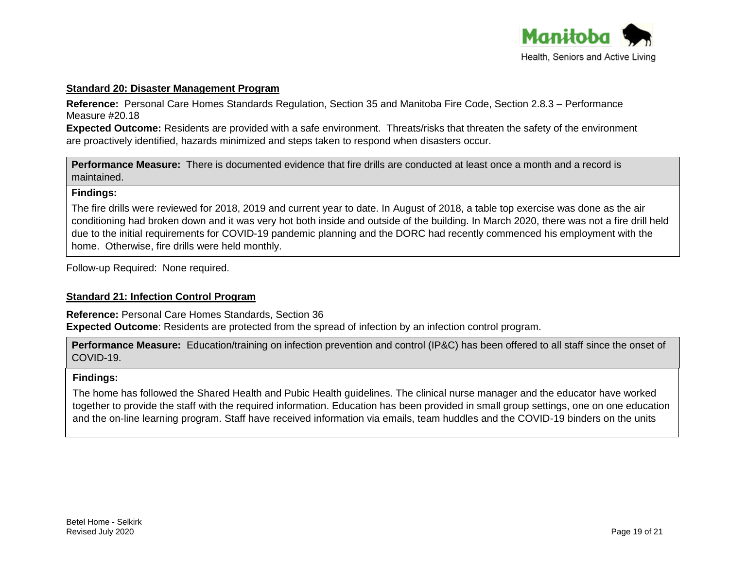### Standard 20: Disaster Management Program

**Reference:** Personal Care Homes Standards Regulation, Section 35 and Manitoba Fire Code, Section 2.8.3 – Performance Measure #20.18

**Expected Outcome:** Residents are provided with a safe environment. Threats/risks that threaten the safety of the environment are proactively identified, hazards minimized and steps taken to respond when disasters occur.

**Performance Measure:** There is documented evidence that fire drills are conducted at least once a month and a record is maintained.

**Findings:**

The fire drills were reviewed for 2018, 2019 and current year to date. In August of 2018, a table top exercise was done as the air conditioning had broken down and it was very hot both inside and outside of the building. In March 2020, there was not a fire drill held due to the initial requirements for COVID-19 pandemic planning and the DORC had recently commenced his employment with the home. Otherwise, fire drills were held monthly.

Follow-up Required: None required.

### Standard 21: Infection Control Program

**Reference:** Personal Care Homes Standards, Section 36

**Expected Outcome**: Residents are protected from the spread of infection by an infection control program.

**Performance Measure:** Education/training on infection prevention and control (IP&C) has been offered to all staff since the onset of COVID-19.

**Findings:**

The home has followed the Shared Health and Pubic Health guidelines. The clinical nurse manager and the educator have worked together to provide the staff with the required information. Education has been provided in small group settings, one on one education and the on-line learning program. Staff have received information via emails, team huddles and the COVID-19 binders on the units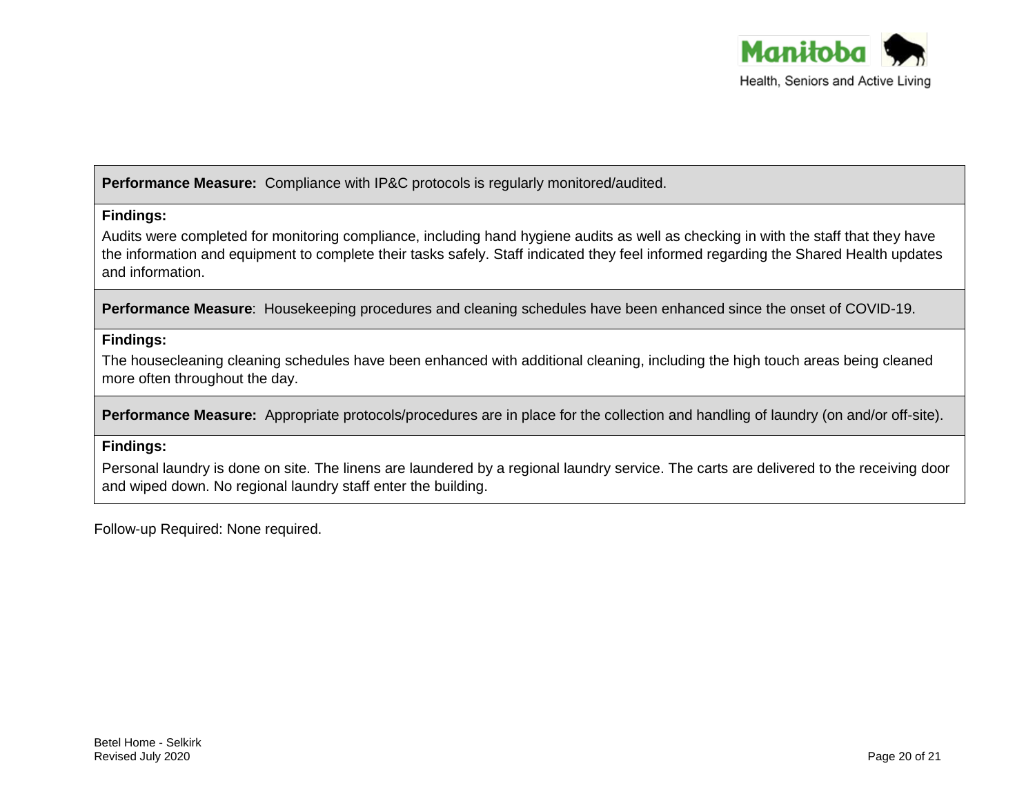**Performance Measure:** Compliance with IP&C protocols is regularly monitored/audited.

**Findings:**

Audits were completed for monitoring compliance, including hand hygiene audits as well as checking in with the staff that they have the information and equipment to complete their tasks safely. Staff indicated they feel informed regarding the Shared Health updates and information.

**Performance Measure**: Housekeeping procedures and cleaning schedules have been enhanced since the onset of COVID-19.

**Findings:**

The housecleaning cleaning schedules have been enhanced with additional cleaning, including the high touch areas being cleaned more often throughout the day.

**Performance Measure:** Appropriate protocols/procedures are in place for the collection and handling of laundry (on and/or off-site).

**Findings:**

Personal laundry is done on site. The linens are laundered by a regional laundry service. The carts are delivered to the receiving door and wiped down. No regional laundry staff enter the building.

Follow-up Required: None required.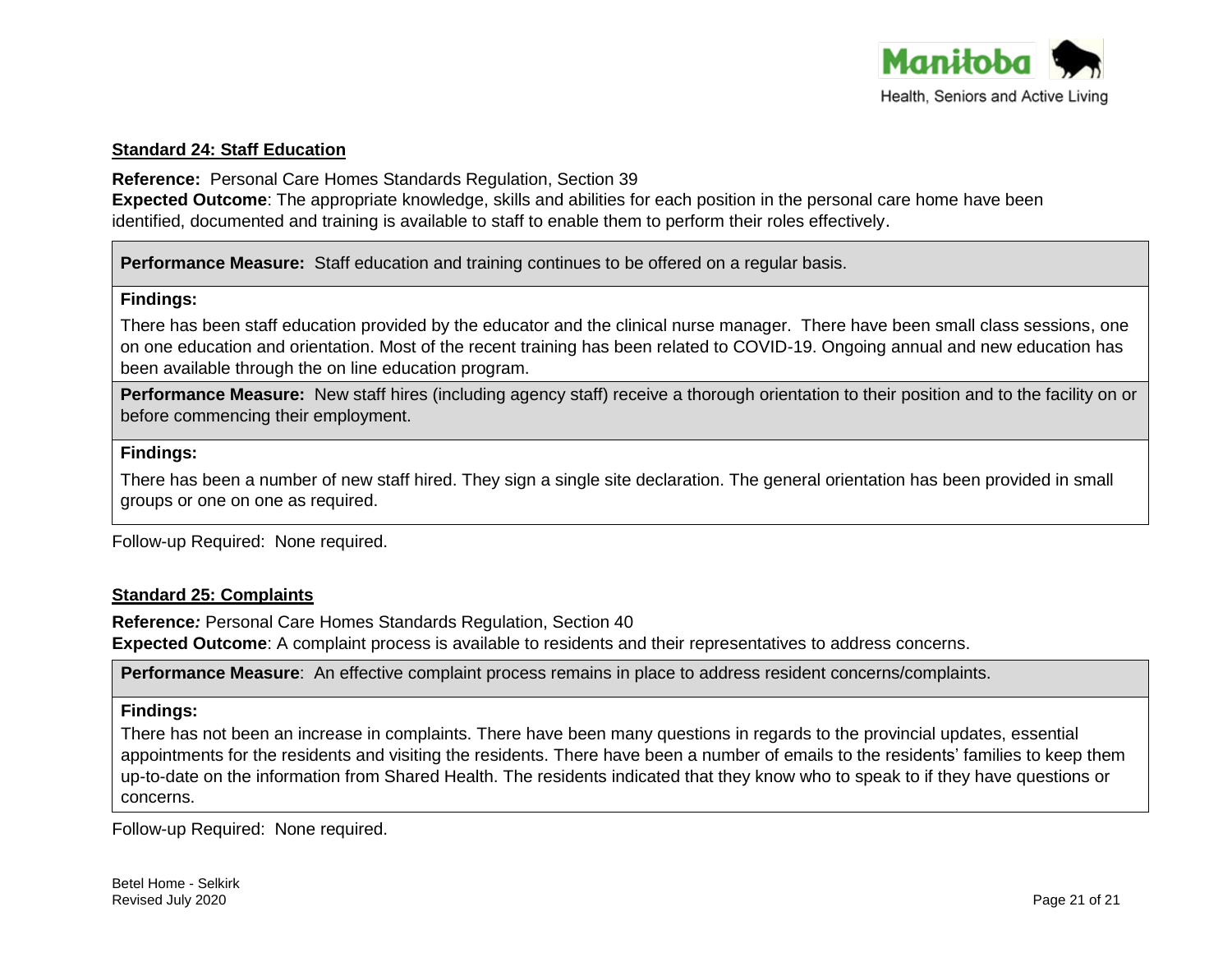### Standard 24: Staff Education

**Reference:** Personal Care Homes Standards Regulation, Section 39
**Expected Outcome**: The appropriate knowledge, skills and abilities for each position in the personal care home have been identified, documented and training is available to staff to enable them to perform their roles effectively.

| |
|---|
| **Performance Measure:** Staff education and training continues to be offered on a regular basis. |
| **Findings:** |
| There has been staff education provided by the educator and the clinical nurse manager. There have been small class sessions, one on one education and orientation. Most of the recent training has been related to COVID-19. Ongoing annual and new education has been available through the on line education program. |
| **Performance Measure:** New staff hires (including agency staff) receive a thorough orientation to their position and to the facility on or before commencing their employment. |
| **Findings:** |
| There has been a number of new staff hired. They sign a single site declaration. The general orientation has been provided in small groups or one on one as required. |

Follow-up Required: None required.

### Standard 25: Complaints

**Reference:** Personal Care Homes Standards Regulation, Section 40
**Expected Outcome**: A complaint process is available to residents and their representatives to address concerns.

| |
|---|
| **Performance Measure**: An effective complaint process remains in place to address resident concerns/complaints. |
| **Findings:** |
| There has not been an increase in complaints. There have been many questions in regards to the provincial updates, essential appointments for the residents and visiting the residents. There have been a number of emails to the residents' families to keep them up-to-date on the information from Shared Health. The residents indicated that they know who to speak to if they have questions or concerns. |

Follow-up Required: None required.